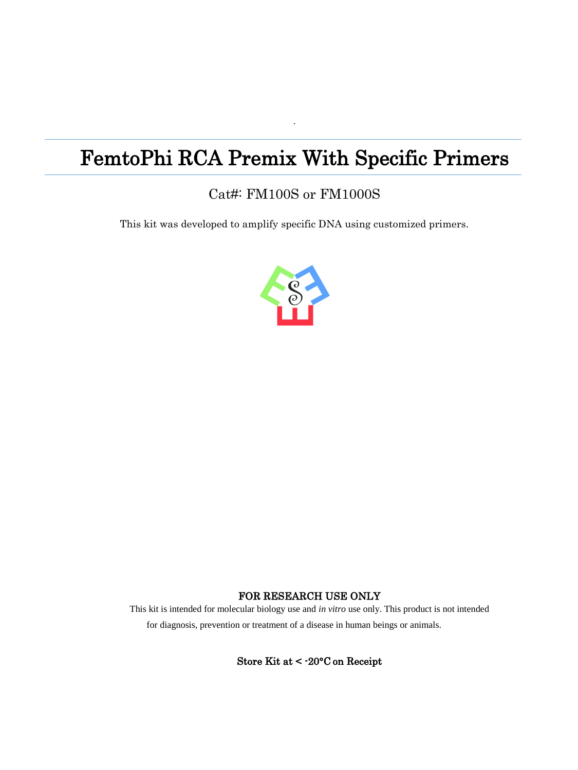# FemtoPhi RCA Premix With Specific Primers

Cat#: FM100S or FM1000S

This kit was developed to amplify specific DNA using customized primers.

**FOR RESEARCH USE ONLY**

This kit is intended for molecular biology use and *in vitro* use only. This product is not intended for diagnosis, prevention or treatment of a disease in human beings or animals.

**Store Kit at < -20°C on Receipt**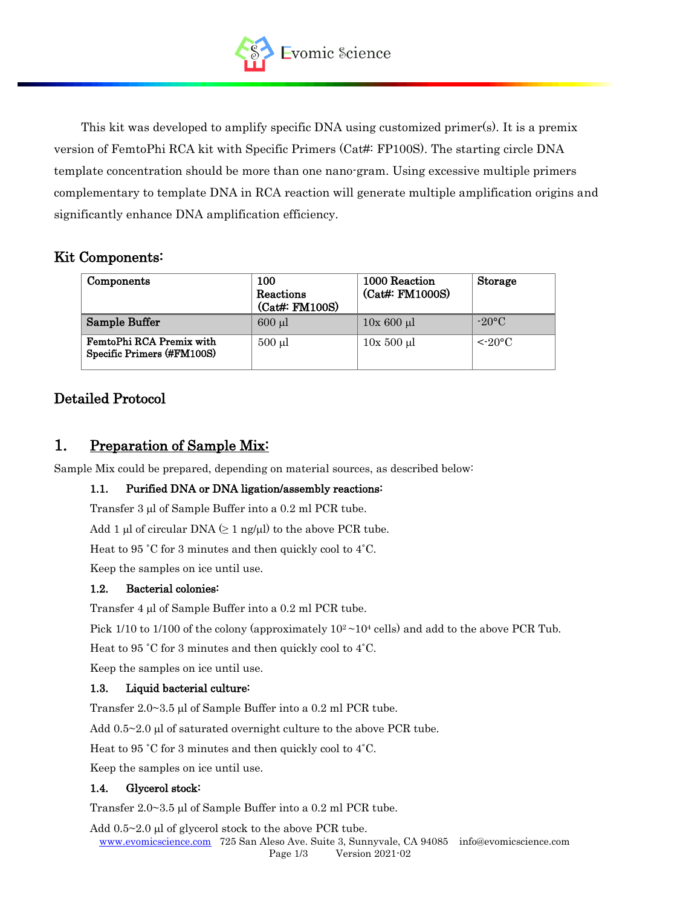This kit was developed to amplify specific DNA using customized primer(s). It is a premix version of FemtoPhi RCA kit with Specific Primers (Cat#: FP100S). The starting circle DNA template concentration should be more than one nano-gram. Using excessive multiple primers complementary to template DNA in RCA reaction will generate multiple amplification origins and significantly enhance DNA amplification efficiency.

## Kit Components:

| Components | 100 Reactions (Cat#: FM100S) | 1000 Reaction (Cat#: FM1000S) | Storage |
|---|---|---|---|
| **Sample Buffer** | 600 μl | 10x 600 μl | -20°C |
| **FemtoPhi RCA Premix with Specific Primers (#FM100S)** | 500 μl | 10x 500 μl | <-20°C |

## Detailed Protocol

## 1. Preparation of Sample Mix:

Sample Mix could be prepared, depending on material sources, as described below:

### 1.1. Purified DNA or DNA ligation/assembly reactions:

Transfer 3 μl of Sample Buffer into a 0.2 ml PCR tube.

Add 1 μl of circular DNA (≥ 1 ng/μl) to the above PCR tube.

Heat to 95 ˚C for 3 minutes and then quickly cool to 4˚C.

Keep the samples on ice until use.

### 1.2. Bacterial colonies:

Transfer 4 μl of Sample Buffer into a 0.2 ml PCR tube.

Pick 1/10 to 1/100 of the colony (approximately $10^2$~$10^4$ cells) and add to the above PCR Tub.

Heat to 95 ˚C for 3 minutes and then quickly cool to 4˚C.

Keep the samples on ice until use.

### 1.3. Liquid bacterial culture:

Transfer 2.0~3.5 μl of Sample Buffer into a 0.2 ml PCR tube.

Add 0.5~2.0 μl of saturated overnight culture to the above PCR tube.

Heat to 95 ˚C for 3 minutes and then quickly cool to 4˚C.

Keep the samples on ice until use.

### 1.4. Glycerol stock:

Transfer 2.0~3.5 μl of Sample Buffer into a 0.2 ml PCR tube.

Add 0.5~2.0 μl of glycerol stock to the above PCR tube.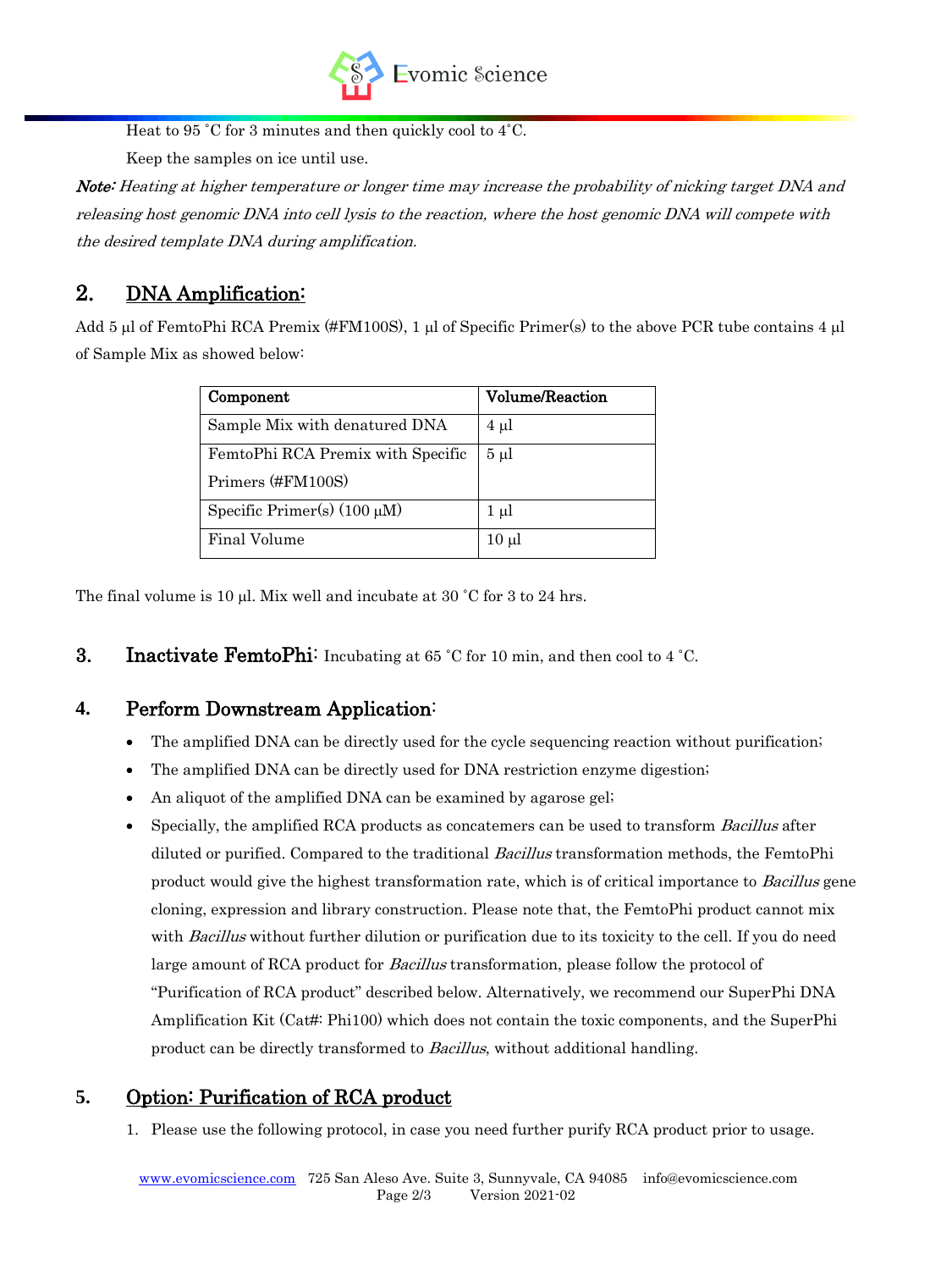Heat to 95 ˚C for 3 minutes and then quickly cool to 4˚C.

Keep the samples on ice until use.

***Note:*** *Heating at higher temperature or longer time may increase the probability of nicking target DNA and releasing host genomic DNA into cell lysis to the reaction, where the host genomic DNA will compete with the desired template DNA during amplification.*

## 2. DNA Amplification:

Add 5 µl of FemtoPhi RCA Premix (#FM100S), 1 µl of Specific Primer(s) to the above PCR tube contains 4 µl of Sample Mix as showed below:

| Component | Volume/Reaction |
|---|---|
| Sample Mix with denatured DNA | 4 µl |
| FemtoPhi RCA Premix with Specific Primers (#FM100S) | 5 µl |
| Specific Primer(s) (100 µM) | 1 µl |
| Final Volume | 10 µl |

The final volume is 10 µl. Mix well and incubate at 30 ˚C for 3 to 24 hrs.

## 3. Inactivate FemtoPhi: Incubating at 65 ˚C for 10 min, and then cool to 4 ˚C.

## 4. Perform Downstream Application:

- The amplified DNA can be directly used for the cycle sequencing reaction without purification;
- The amplified DNA can be directly used for DNA restriction enzyme digestion;
- An aliquot of the amplified DNA can be examined by agarose gel;
- Specially, the amplified RCA products as concatemers can be used to transform *Bacillus* after diluted or purified. Compared to the traditional *Bacillus* transformation methods, the FemtoPhi product would give the highest transformation rate, which is of critical importance to *Bacillus* gene cloning, expression and library construction. Please note that, the FemtoPhi product cannot mix with *Bacillus* without further dilution or purification due to its toxicity to the cell. If you do need large amount of RCA product for *Bacillus* transformation, please follow the protocol of "Purification of RCA product" described below. Alternatively, we recommend our SuperPhi DNA Amplification Kit (Cat#: Phi100) which does not contain the toxic components, and the SuperPhi product can be directly transformed to *Bacillus*, without additional handling.

## 5. Option: Purification of RCA product

1. Please use the following protocol, in case you need further purify RCA product prior to usage.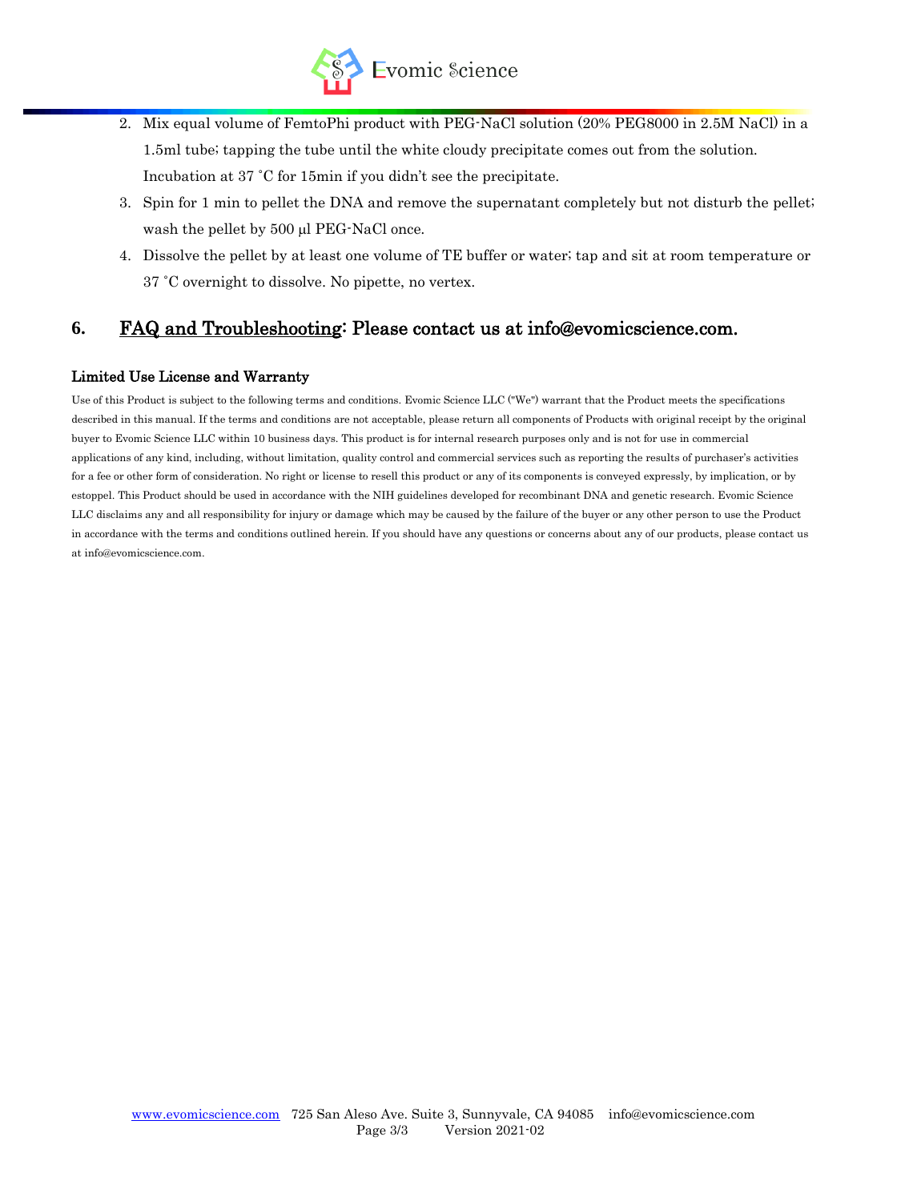2. Mix equal volume of FemtoPhi product with PEG-NaCl solution (20% PEG8000 in 2.5M NaCl) in a 1.5ml tube; tapping the tube until the white cloudy precipitate comes out from the solution. Incubation at 37 °C for 15min if you didn't see the precipitate.
3. Spin for 1 min to pellet the DNA and remove the supernatant completely but not disturb the pellet; wash the pellet by 500 μl PEG-NaCl once.
4. Dissolve the pellet by at least one volume of TE buffer or water; tap and sit at room temperature or 37 °C overnight to dissolve. No pipette, no vertex.

## 6. FAQ and Troubleshooting: Please contact us at info@evomicscience.com.

#### Limited Use License and Warranty

Use of this Product is subject to the following terms and conditions. Evomic Science LLC ("We") warrant that the Product meets the specifications described in this manual. If the terms and conditions are not acceptable, please return all components of Products with original receipt by the original buyer to Evomic Science LLC within 10 business days. This product is for internal research purposes only and is not for use in commercial applications of any kind, including, without limitation, quality control and commercial services such as reporting the results of purchaser's activities for a fee or other form of consideration. No right or license to resell this product or any of its components is conveyed expressly, by implication, or by estoppel. This Product should be used in accordance with the NIH guidelines developed for recombinant DNA and genetic research. Evomic Science LLC disclaims any and all responsibility for injury or damage which may be caused by the failure of the buyer or any other person to use the Product in accordance with the terms and conditions outlined herein. If you should have any questions or concerns about any of our products, please contact us at info@evomicscience.com.